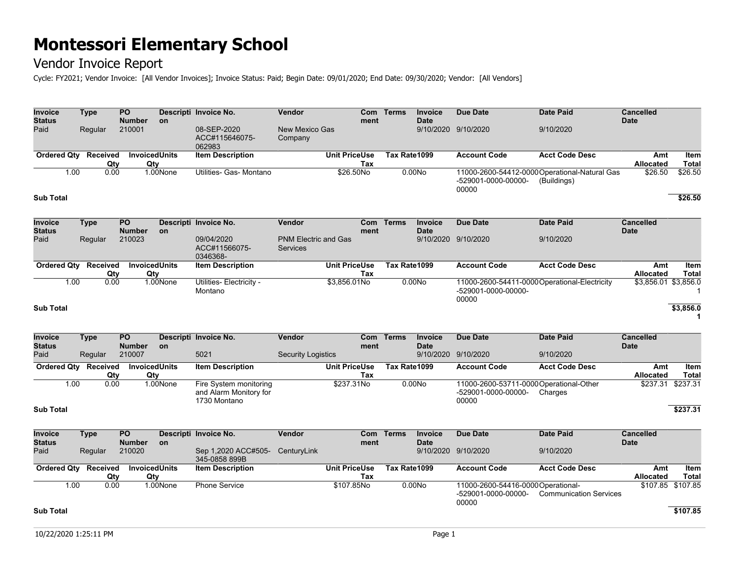# Montessori Elementary School

## Vendor Invoice Report

Cycle: FY2021; Vendor Invoice: [All Vendor Invoices]; Invoice Status: Paid; Begin Date: 09/01/2020; End Date: 09/30/2020; Vendor: [All Vendors]

| Invoice Status | Type | PO Number | Description | Invoice No. | Vendor | Comment | Terms | Invoice Date | Due Date | Date Paid | Cancelled Date |
|---|---|---|---|---|---|---|---|---|---|---|---|
| Paid | Regular | 210001 | | 08-SEP-2020 ACC#115646075-062983 | New Mexico Gas Company | | | 9/10/2020 | 9/10/2020 | 9/10/2020 | |

| Ordered Qty | Received Qty | Invoiced Qty | Units | Item Description | Unit Price | Use Tax | Tax Rate | 1099 | Account Code | Acct Code Desc | Amt Allocated | Item Total |
|---|---|---|---|---|---|---|---|---|---|---|---|---|
| 1.00 | 0.00 | 1.00 | None | Utilities- Gas- Montano | $26.50 | No | 0.00 | No | 11000-2600-54412-0000-529001-0000-00000-00000 | Operational-Natural Gas (Buildings) | $26.50 | $26.50 |

**Sub Total** **$26.50**

| Invoice Status | Type | PO Number | Description | Invoice No. | Vendor | Comment | Terms | Invoice Date | Due Date | Date Paid | Cancelled Date |
|---|---|---|---|---|---|---|---|---|---|---|---|
| Paid | Regular | 210023 | | 09/04/2020 ACC#11566075-0346368- | PNM Electric and Gas Services | | | 9/10/2020 | 9/10/2020 | 9/10/2020 | |

| Ordered Qty | Received Qty | Invoiced Qty | Units | Item Description | Unit Price | Use Tax | Tax Rate | 1099 | Account Code | Acct Code Desc | Amt Allocated | Item Total |
|---|---|---|---|---|---|---|---|---|---|---|---|---|
| 1.00 | 0.00 | 1.00 | None | Utilities- Electricity - Montano | $3,856.01 | No | 0.00 | No | 11000-2600-54411-0000-529001-0000-00000-00000 | Operational-Electricity | $3,856.01 | $3,856.01 |

**Sub Total** **$3,856.01**

| Invoice Status | Type | PO Number | Description | Invoice No. | Vendor | Comment | Terms | Invoice Date | Due Date | Date Paid | Cancelled Date |
|---|---|---|---|---|---|---|---|---|---|---|---|
| Paid | Regular | 210007 | | 5021 | Security Logistics | | | 9/10/2020 | 9/10/2020 | 9/10/2020 | |

| Ordered Qty | Received Qty | Invoiced Qty | Units | Item Description | Unit Price | Use Tax | Tax Rate | 1099 | Account Code | Acct Code Desc | Amt Allocated | Item Total |
|---|---|---|---|---|---|---|---|---|---|---|---|---|
| 1.00 | 0.00 | 1.00 | None | Fire System monitoring and Alarm Monitory for 1730 Montano | $237.31 | No | 0.00 | No | 11000-2600-53711-0000-529001-0000-00000-00000 | Operational-Other Charges | $237.31 | $237.31 |

**Sub Total** **$237.31**

| Invoice Status | Type | PO Number | Description | Invoice No. | Vendor | Comment | Terms | Invoice Date | Due Date | Date Paid | Cancelled Date |
|---|---|---|---|---|---|---|---|---|---|---|---|
| Paid | Regular | 210020 | | Sep 1,2020 ACC#505-345-0858 899B | CenturyLink | | | 9/10/2020 | 9/10/2020 | 9/10/2020 | |

| Ordered Qty | Received Qty | Invoiced Qty | Units | Item Description | Unit Price | Use Tax | Tax Rate | 1099 | Account Code | Acct Code Desc | Amt Allocated | Item Total |
|---|---|---|---|---|---|---|---|---|---|---|---|---|
| 1.00 | 0.00 | 1.00 | None | Phone Service | $107.85 | No | 0.00 | No | 11000-2600-54416-0000-529001-0000-00000-00000 | Operational-Communication Services | $107.85 | $107.85 |

**Sub Total** **$107.85**

10/22/2020 1:25:11 PM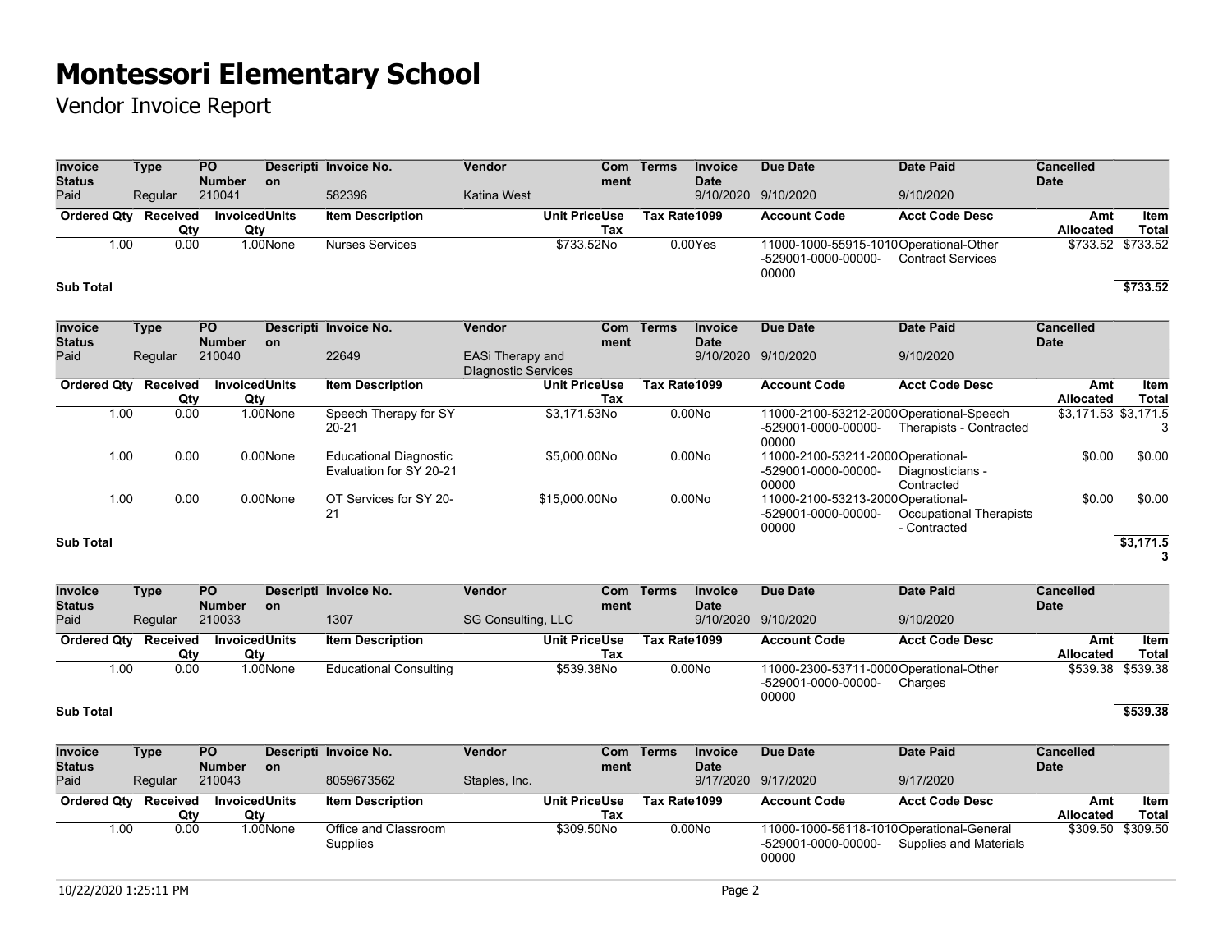# Montessori Elementary School

Vendor Invoice Report

| Invoice Status | Type | PO Number | Description | Invoice No. | Vendor | Comment | Terms | Invoice Date | Due Date | Date Paid | Cancelled Date |
|---|---|---|---|---|---|---|---|---|---|---|---|
| Paid | Regular | 210041 | | 582396 | Katina West | | | 9/10/2020 | 9/10/2020 | 9/10/2020 | |

| Ordered Qty | Received Qty | Invoiced Qty | Units | Item Description | Unit Price | Use Tax | Tax Rate | 1099 | Account Code | Acct Code Desc | Amt Allocated | Item Total |
|---|---|---|---|---|---|---|---|---|---|---|---|---|
| 1.00 | 0.00 | 1.00 | None | Nurses Services | $733.52 | No | 0.00 | Yes | 11000-1000-55915-1010-529001-0000-00000-00000 | Operational-Other Contract Services | $733.52 | $733.52 |

**Sub Total** **$733.52**

| Invoice Status | Type | PO Number | Description | Invoice No. | Vendor | Comment | Terms | Invoice Date | Due Date | Date Paid | Cancelled Date |
|---|---|---|---|---|---|---|---|---|---|---|---|
| Paid | Regular | 210040 | | 22649 | EASi Therapy and DIagnostic Services | | | 9/10/2020 | 9/10/2020 | 9/10/2020 | |

| Ordered Qty | Received Qty | Invoiced Qty | Units | Item Description | Unit Price | Use Tax | Tax Rate | 1099 | Account Code | Acct Code Desc | Amt Allocated | Item Total |
|---|---|---|---|---|---|---|---|---|---|---|---|---|
| 1.00 | 0.00 | 1.00 | None | Speech Therapy for SY 20-21 | $3,171.53 | No | 0.00 | No | 11000-2100-53212-2000-529001-0000-00000-00000 | Operational-Speech Therapists - Contracted | $3,171.53 | $3,171.53 |
| 1.00 | 0.00 | 0.00 | None | Educational Diagnostic Evaluation for SY 20-21 | $5,000.00 | No | 0.00 | No | 11000-2100-53211-2000-529001-0000-00000-00000 | Operational-Diagnosticians - Contracted | $0.00 | $0.00 |
| 1.00 | 0.00 | 0.00 | None | OT Services for SY 20-21 | $15,000.00 | No | 0.00 | No | 11000-2100-53213-2000-529001-0000-00000-00000 | Operational-Occupational Therapists - Contracted | $0.00 | $0.00 |

**Sub Total** **$3,171.53**

| Invoice Status | Type | PO Number | Description | Invoice No. | Vendor | Comment | Terms | Invoice Date | Due Date | Date Paid | Cancelled Date |
|---|---|---|---|---|---|---|---|---|---|---|---|
| Paid | Regular | 210033 | | 1307 | SG Consulting, LLC | | | 9/10/2020 | 9/10/2020 | 9/10/2020 | |

| Ordered Qty | Received Qty | Invoiced Qty | Units | Item Description | Unit Price | Use Tax | Tax Rate | 1099 | Account Code | Acct Code Desc | Amt Allocated | Item Total |
|---|---|---|---|---|---|---|---|---|---|---|---|---|
| 1.00 | 0.00 | 1.00 | None | Educational Consulting | $539.38 | No | 0.00 | No | 11000-2300-53711-0000-529001-0000-00000-00000 | Operational-Other Charges | $539.38 | $539.38 |

**Sub Total** **$539.38**

| Invoice Status | Type | PO Number | Description | Invoice No. | Vendor | Comment | Terms | Invoice Date | Due Date | Date Paid | Cancelled Date |
|---|---|---|---|---|---|---|---|---|---|---|---|
| Paid | Regular | 210043 | | 8059673562 | Staples, Inc. | | | 9/17/2020 | 9/17/2020 | 9/17/2020 | |

| Ordered Qty | Received Qty | Invoiced Qty | Units | Item Description | Unit Price | Use Tax | Tax Rate | 1099 | Account Code | Acct Code Desc | Amt Allocated | Item Total |
|---|---|---|---|---|---|---|---|---|---|---|---|---|
| 1.00 | 0.00 | 1.00 | None | Office and Classroom Supplies | $309.50 | No | 0.00 | No | 11000-1000-56118-1010-529001-0000-00000-00000 | Operational-General Supplies and Materials | $309.50 | $309.50 |

10/22/2020 1:25:11 PM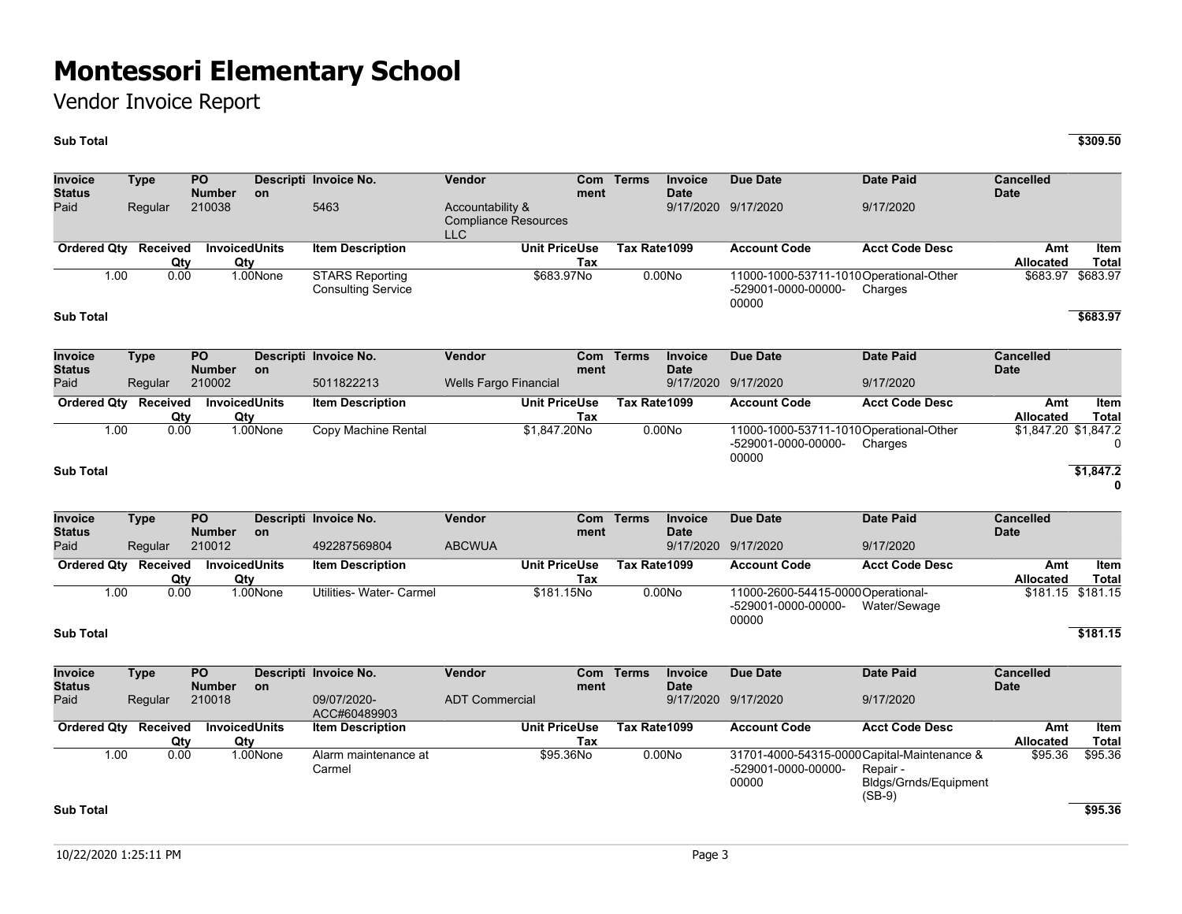# Montessori Elementary School

Vendor Invoice Report

**Sub Total** **$309.50**

| Invoice Status | Type | PO Number | Description | Invoice No. | Vendor | Comment | Terms | Invoice Date | Due Date | Date Paid | Cancelled Date | |
|---|---|---|---|---|---|---|---|---|---|---|---|---|
| Paid | Regular | 210038 | | 5463 | Accountability & Compliance Resources LLC | | | 9/17/2020 | 9/17/2020 | 9/17/2020 | | |
| **Ordered Qty** | **Received Qty** | **Invoiced Qty** | **Units** | **Item Description** | **Unit Price** | **Use Tax** | **Tax Rate** | **1099** | **Account Code** | **Acct Code Desc** | **Amt Allocated** | **Item Total** |
| 1.00 | 0.00 | 1.00 | None | STARS Reporting Consulting Service | $683.97 | No | 0.00 | No | 11000-1000-53711-1010-529001-0000-00000-00000 | Operational-Other Charges | $683.97 | $683.97 |

**Sub Total** **$683.97**

| Invoice Status | Type | PO Number | Description | Invoice No. | Vendor | Comment | Terms | Invoice Date | Due Date | Date Paid | Cancelled Date | |
|---|---|---|---|---|---|---|---|---|---|---|---|---|
| Paid | Regular | 210002 | | 5011822213 | Wells Fargo Financial | | | 9/17/2020 | 9/17/2020 | 9/17/2020 | | |
| **Ordered Qty** | **Received Qty** | **Invoiced Qty** | **Units** | **Item Description** | **Unit Price** | **Use Tax** | **Tax Rate** | **1099** | **Account Code** | **Acct Code Desc** | **Amt Allocated** | **Item Total** |
| 1.00 | 0.00 | 1.00 | None | Copy Machine Rental | $1,847.20 | No | 0.00 | No | 11000-1000-53711-1010-529001-0000-00000-00000 | Operational-Other Charges | $1,847.20 | $1,847.20 |

**Sub Total** **$1,847.20**

| Invoice Status | Type | PO Number | Description | Invoice No. | Vendor | Comment | Terms | Invoice Date | Due Date | Date Paid | Cancelled Date | |
|---|---|---|---|---|---|---|---|---|---|---|---|---|
| Paid | Regular | 210012 | | 492287569804 | ABCWUA | | | 9/17/2020 | 9/17/2020 | 9/17/2020 | | |
| **Ordered Qty** | **Received Qty** | **Invoiced Qty** | **Units** | **Item Description** | **Unit Price** | **Use Tax** | **Tax Rate** | **1099** | **Account Code** | **Acct Code Desc** | **Amt Allocated** | **Item Total** |
| 1.00 | 0.00 | 1.00 | None | Utilities- Water- Carmel | $181.15 | No | 0.00 | No | 11000-2600-54415-0000-529001-0000-00000-00000 | Operational-Water/Sewage | $181.15 | $181.15 |

**Sub Total** **$181.15**

| Invoice Status | Type | PO Number | Description | Invoice No. | Vendor | Comment | Terms | Invoice Date | Due Date | Date Paid | Cancelled Date | |
|---|---|---|---|---|---|---|---|---|---|---|---|---|
| Paid | Regular | 210018 | | 09/07/2020-ACC#60489903 | ADT Commercial | | | 9/17/2020 | 9/17/2020 | 9/17/2020 | | |
| **Ordered Qty** | **Received Qty** | **Invoiced Qty** | **Units** | **Item Description** | **Unit Price** | **Use Tax** | **Tax Rate** | **1099** | **Account Code** | **Acct Code Desc** | **Amt Allocated** | **Item Total** |
| 1.00 | 0.00 | 1.00 | None | Alarm maintenance at Carmel | $95.36 | No | 0.00 | No | 31701-4000-54315-0000-529001-0000-00000-00000 | Capital-Maintenance & Repair - Bldgs/Grnds/Equipment (SB-9) | $95.36 | $95.36 |

**Sub Total** **$95.36**

10/22/2020 1:25:11 PM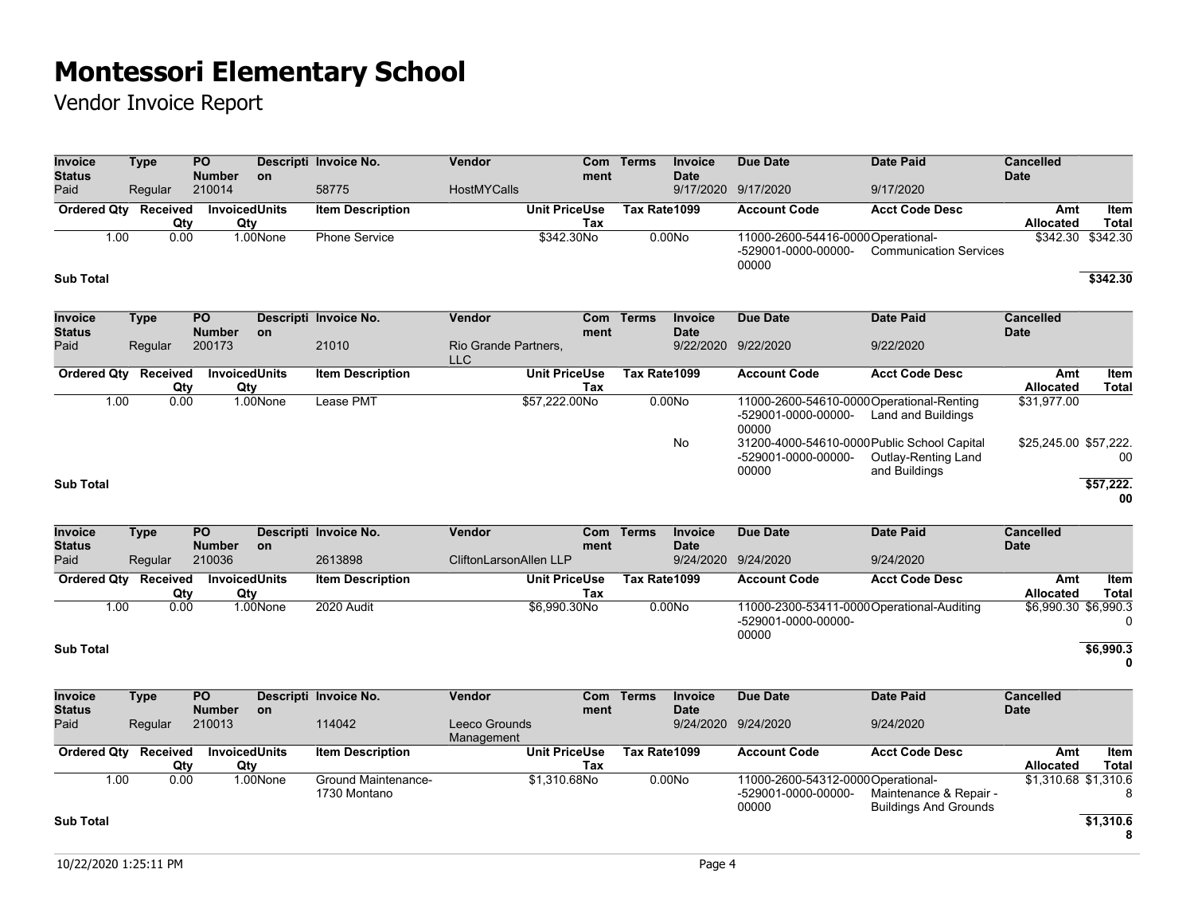# Montessori Elementary School

Vendor Invoice Report

| Invoice Status | Type | PO Number | Description | Invoice No. | Vendor | Comment | Terms | Invoice Date | Due Date | Date Paid | Cancelled Date |
|---|---|---|---|---|---|---|---|---|---|---|---|
| Paid | Regular | 210014 | | 58775 | HostMYCalls | | | 9/17/2020 | 9/17/2020 | 9/17/2020 | |

| Ordered Qty | Received Qty | Invoiced Qty | Units | Item Description | Unit Price | Use Tax | Tax Rate | 1099 | Account Code | Acct Code Desc | Amt Allocated | Item Total |
|---|---|---|---|---|---|---|---|---|---|---|---|---|
| 1.00 | 0.00 | 1.00 | None | Phone Service | $342.30 | No | 0.00 | No | 11000-2600-54416-0000-529001-0000-00000-00000 | Operational-Communication Services | $342.30 | $342.30 |
| **Sub Total** | | | | | | | | | | | | **$342.30** |

| Invoice Status | Type | PO Number | Description | Invoice No. | Vendor | Comment | Terms | Invoice Date | Due Date | Date Paid | Cancelled Date |
|---|---|---|---|---|---|---|---|---|---|---|---|
| Paid | Regular | 200173 | | 21010 | Rio Grande Partners, LLC | | | 9/22/2020 | 9/22/2020 | 9/22/2020 | |

| Ordered Qty | Received Qty | Invoiced Qty | Units | Item Description | Unit Price | Use Tax | Tax Rate | 1099 | Account Code | Acct Code Desc | Amt Allocated | Item Total |
|---|---|---|---|---|---|---|---|---|---|---|---|---|
| 1.00 | 0.00 | 1.00 | None | Lease PMT | $57,222.00 | No | 0.00 | No | 11000-2600-54610-0000-529001-0000-00000-00000 | Operational-Renting Land and Buildings | $31,977.00 | |
| | | | | | | | | No | 31200-4000-54610-0000-529001-0000-00000-00000 | Public School Capital Outlay-Renting Land and Buildings | $25,245.00 | $57,222.00 |
| **Sub Total** | | | | | | | | | | | | **$57,222.00** |

| Invoice Status | Type | PO Number | Description | Invoice No. | Vendor | Comment | Terms | Invoice Date | Due Date | Date Paid | Cancelled Date |
|---|---|---|---|---|---|---|---|---|---|---|---|
| Paid | Regular | 210036 | | 2613898 | CliftonLarsonAllen LLP | | | 9/24/2020 | 9/24/2020 | 9/24/2020 | |

| Ordered Qty | Received Qty | Invoiced Qty | Units | Item Description | Unit Price | Use Tax | Tax Rate | 1099 | Account Code | Acct Code Desc | Amt Allocated | Item Total |
|---|---|---|---|---|---|---|---|---|---|---|---|---|
| 1.00 | 0.00 | 1.00 | None | 2020 Audit | $6,990.30 | No | 0.00 | No | 11000-2300-53411-0000-529001-0000-00000-00000 | Operational-Auditing | $6,990.30 | $6,990.30 |
| **Sub Total** | | | | | | | | | | | | **$6,990.30** |

| Invoice Status | Type | PO Number | Description | Invoice No. | Vendor | Comment | Terms | Invoice Date | Due Date | Date Paid | Cancelled Date |
|---|---|---|---|---|---|---|---|---|---|---|---|
| Paid | Regular | 210013 | | 114042 | Leeco Grounds Management | | | 9/24/2020 | 9/24/2020 | 9/24/2020 | |

| Ordered Qty | Received Qty | Invoiced Qty | Units | Item Description | Unit Price | Use Tax | Tax Rate | 1099 | Account Code | Acct Code Desc | Amt Allocated | Item Total |
|---|---|---|---|---|---|---|---|---|---|---|---|---|
| 1.00 | 0.00 | 1.00 | None | Ground Maintenance-1730 Montano | $1,310.68 | No | 0.00 | No | 11000-2600-54312-0000-529001-0000-00000-00000 | Operational-Maintenance & Repair - Buildings And Grounds | $1,310.68 | $1,310.68 |
| **Sub Total** | | | | | | | | | | | | **$1,310.68** |

10/22/2020 1:25:11 PM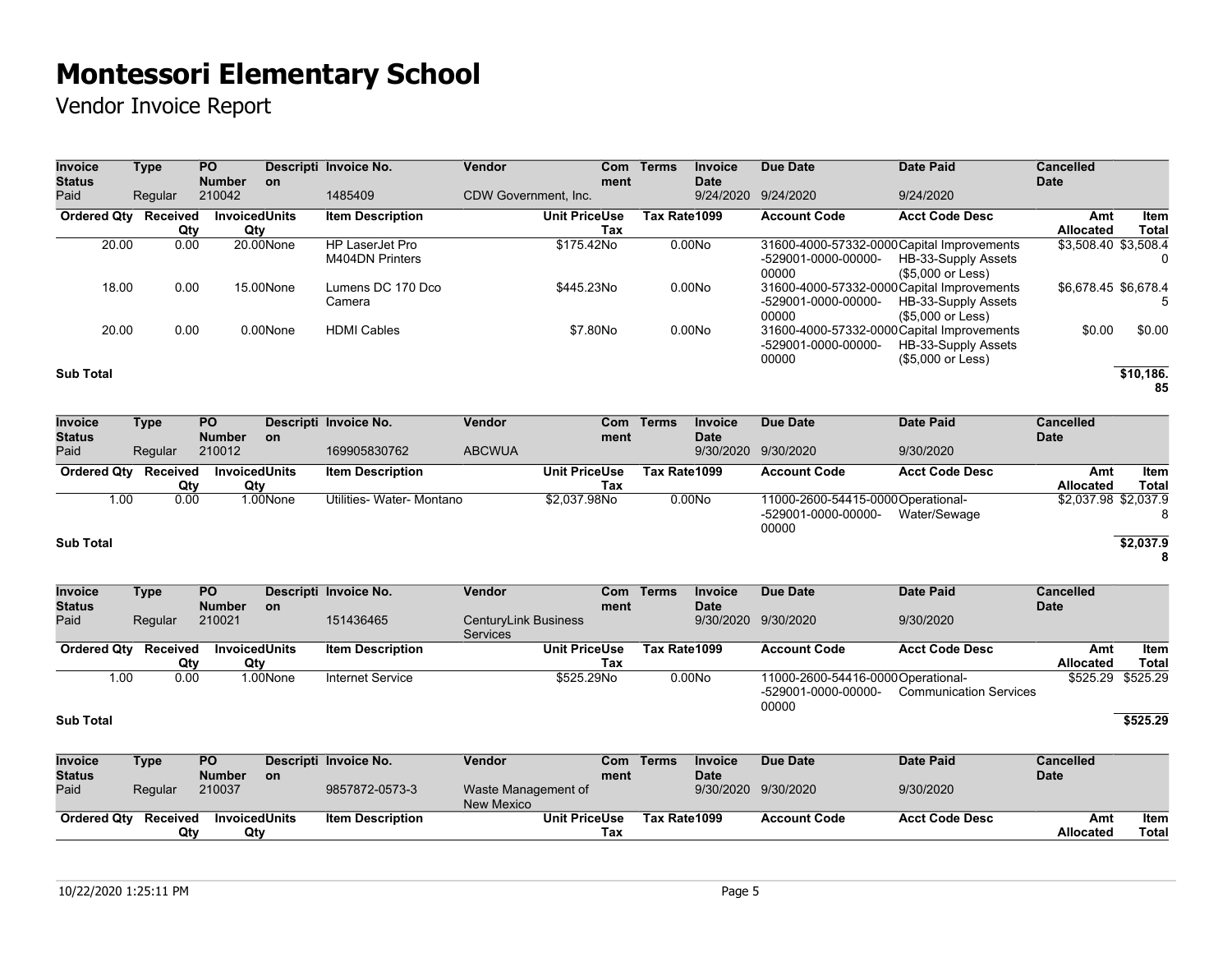# Montessori Elementary School

Vendor Invoice Report

| Invoice Status | Type | PO Number | Description | Invoice No. | Vendor | Comment | Terms | Invoice Date | Due Date | Date Paid | Cancelled Date |
|---|---|---|---|---|---|---|---|---|---|---|---|
| Paid | Regular | 210042 | | 1485409 | CDW Government, Inc. | | | 9/24/2020 | 9/24/2020 | 9/24/2020 | |

| Ordered Qty | Received Qty | Invoiced Qty | Units | Item Description | Unit Price | Use Tax | Tax Rate | 1099 | Account Code | Acct Code Desc | Amt Allocated | Item Total |
|---|---|---|---|---|---|---|---|---|---|---|---|---|
| 20.00 | 0.00 | 20.00 | None | HP LaserJet Pro M404DN Printers | $175.42 | No | 0.00 | No | 31600-4000-57332-0000-529001-0000-00000-00000 | Capital Improvements HB-33-Supply Assets ($5,000 or Less) | $3,508.40 | $3,508.40 |
| 18.00 | 0.00 | 15.00 | None | Lumens DC 170 Dco Camera | $445.23 | No | 0.00 | No | 31600-4000-57332-0000-529001-0000-00000-00000 | Capital Improvements HB-33-Supply Assets ($5,000 or Less) | $6,678.45 | $6,678.45 |
| 20.00 | 0.00 | 0.00 | None | HDMI Cables | $7.80 | No | 0.00 | No | 31600-4000-57332-0000-529001-0000-00000-00000 | Capital Improvements HB-33-Supply Assets ($5,000 or Less) | $0.00 | $0.00 |
| **Sub Total** | | | | | | | | | | | | **$10,186.85** |

| Invoice Status | Type | PO Number | Description | Invoice No. | Vendor | Comment | Terms | Invoice Date | Due Date | Date Paid | Cancelled Date |
|---|---|---|---|---|---|---|---|---|---|---|---|
| Paid | Regular | 210012 | | 169905830762 | ABCWUA | | | 9/30/2020 | 9/30/2020 | 9/30/2020 | |

| Ordered Qty | Received Qty | Invoiced Qty | Units | Item Description | Unit Price | Use Tax | Tax Rate | 1099 | Account Code | Acct Code Desc | Amt Allocated | Item Total |
|---|---|---|---|---|---|---|---|---|---|---|---|---|
| 1.00 | 0.00 | 1.00 | None | Utilities- Water- Montano | $2,037.98 | No | 0.00 | No | 11000-2600-54415-0000-529001-0000-00000-00000 | Operational-Water/Sewage | $2,037.98 | $2,037.98 |
| **Sub Total** | | | | | | | | | | | | **$2,037.98** |

| Invoice Status | Type | PO Number | Description | Invoice No. | Vendor | Comment | Terms | Invoice Date | Due Date | Date Paid | Cancelled Date |
|---|---|---|---|---|---|---|---|---|---|---|---|
| Paid | Regular | 210021 | | 151436465 | CenturyLink Business Services | | | 9/30/2020 | 9/30/2020 | 9/30/2020 | |

| Ordered Qty | Received Qty | Invoiced Qty | Units | Item Description | Unit Price | Use Tax | Tax Rate | 1099 | Account Code | Acct Code Desc | Amt Allocated | Item Total |
|---|---|---|---|---|---|---|---|---|---|---|---|---|
| 1.00 | 0.00 | 1.00 | None | Internet Service | $525.29 | No | 0.00 | No | 11000-2600-54416-0000-529001-0000-00000-00000 | Operational-Communication Services | $525.29 | $525.29 |
| **Sub Total** | | | | | | | | | | | | **$525.29** |

| Invoice Status | Type | PO Number | Description | Invoice No. | Vendor | Comment | Terms | Invoice Date | Due Date | Date Paid | Cancelled Date |
|---|---|---|---|---|---|---|---|---|---|---|---|
| Paid | Regular | 210037 | | 9857872-0573-3 | Waste Management of New Mexico | | | 9/30/2020 | 9/30/2020 | 9/30/2020 | |

| Ordered Qty | Received Qty | Invoiced Qty | Units | Item Description | Unit Price | Use Tax | Tax Rate | 1099 | Account Code | Acct Code Desc | Amt Allocated | Item Total |
|---|---|---|---|---|---|---|---|---|---|---|---|---|

10/22/2020 1:25:11 PM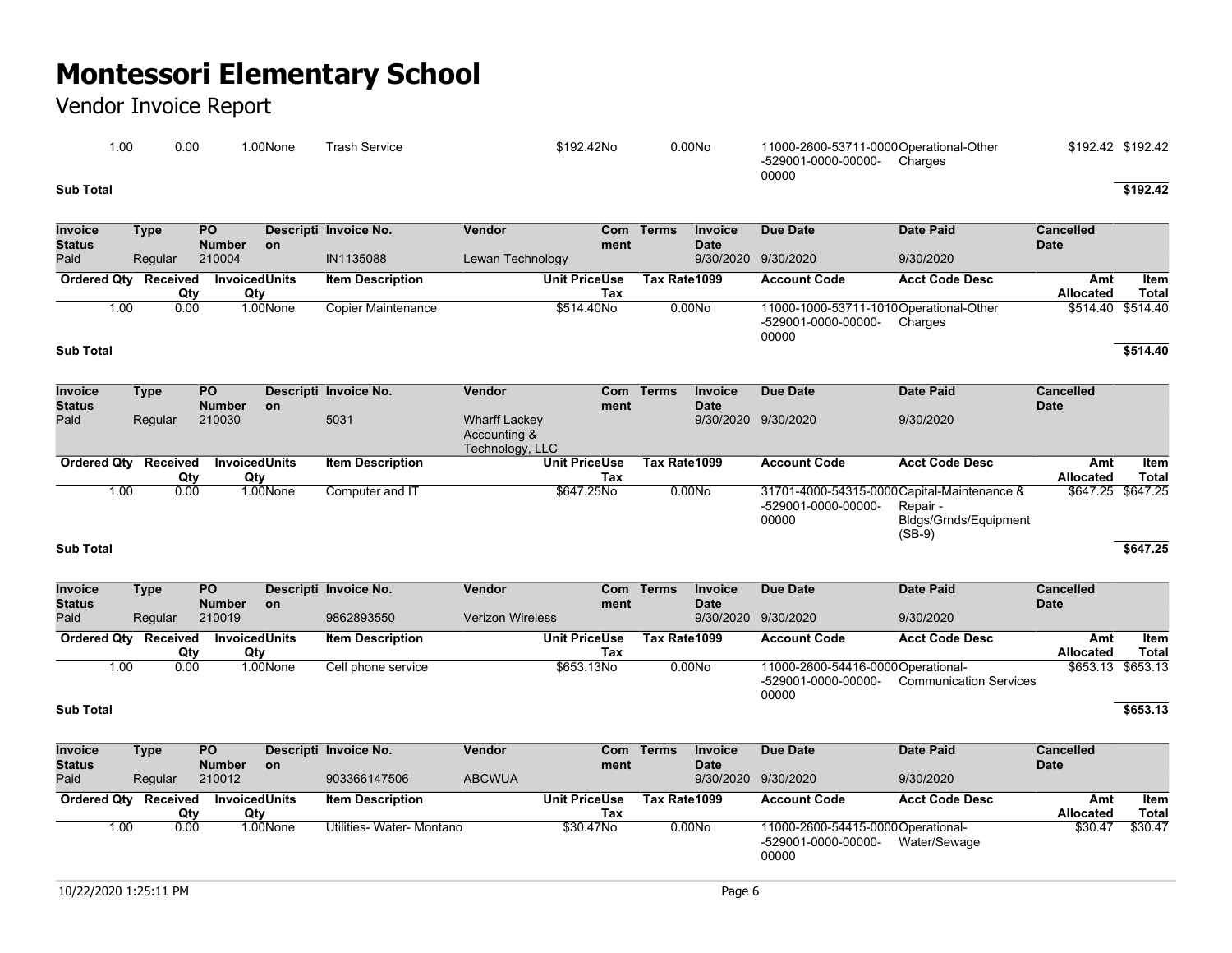# Montessori Elementary School

Vendor Invoice Report

| Ordered Qty | Received Qty | Invoiced Qty | Units | Item Description | Unit Price | Use Tax | Tax Rate | 1099 | Account Code | Acct Code Desc | Amt Allocated | Item Total |
|---|---|---|---|---|---|---|---|---|---|---|---|---|
| 1.00 | 0.00 | 1.00 | None | Trash Service | $192.42 | No | 0.00 | No | 11000-2600-53711-0000-529001-0000-00000-00000 | Operational-Other Charges | $192.42 | $192.42 |

**Sub Total** **$192.42**

| Invoice Status | Type | PO Number | Description | Invoice No. | Vendor | Comment | Terms | Invoice Date | Due Date | Date Paid | Cancelled Date |
|---|---|---|---|---|---|---|---|---|---|---|---|
| Paid | Regular | 210004 | | IN1135088 | Lewan Technology | | | 9/30/2020 | 9/30/2020 | 9/30/2020 | |

| Ordered Qty | Received Qty | Invoiced Qty | Units | Item Description | Unit Price | Use Tax | Tax Rate | 1099 | Account Code | Acct Code Desc | Amt Allocated | Item Total |
|---|---|---|---|---|---|---|---|---|---|---|---|---|
| 1.00 | 0.00 | 1.00 | None | Copier Maintenance | $514.40 | No | 0.00 | No | 11000-1000-53711-1010-529001-0000-00000-00000 | Operational-Other Charges | $514.40 | $514.40 |

**Sub Total** **$514.40**

| Invoice Status | Type | PO Number | Description | Invoice No. | Vendor | Comment | Terms | Invoice Date | Due Date | Date Paid | Cancelled Date |
|---|---|---|---|---|---|---|---|---|---|---|---|
| Paid | Regular | 210030 | | 5031 | Wharff Lackey Accounting & Technology, LLC | | | 9/30/2020 | 9/30/2020 | 9/30/2020 | |

| Ordered Qty | Received Qty | Invoiced Qty | Units | Item Description | Unit Price | Use Tax | Tax Rate | 1099 | Account Code | Acct Code Desc | Amt Allocated | Item Total |
|---|---|---|---|---|---|---|---|---|---|---|---|---|
| 1.00 | 0.00 | 1.00 | None | Computer and IT | $647.25 | No | 0.00 | No | 31701-4000-54315-0000-529001-0000-00000-00000 | Capital-Maintenance & Repair - Bldgs/Grnds/Equipment (SB-9) | $647.25 | $647.25 |

**Sub Total** **$647.25**

| Invoice Status | Type | PO Number | Description | Invoice No. | Vendor | Comment | Terms | Invoice Date | Due Date | Date Paid | Cancelled Date |
|---|---|---|---|---|---|---|---|---|---|---|---|
| Paid | Regular | 210019 | | 9862893550 | Verizon Wireless | | | 9/30/2020 | 9/30/2020 | 9/30/2020 | |

| Ordered Qty | Received Qty | Invoiced Qty | Units | Item Description | Unit Price | Use Tax | Tax Rate | 1099 | Account Code | Acct Code Desc | Amt Allocated | Item Total |
|---|---|---|---|---|---|---|---|---|---|---|---|---|
| 1.00 | 0.00 | 1.00 | None | Cell phone service | $653.13 | No | 0.00 | No | 11000-2600-54416-0000-529001-0000-00000-00000 | Operational-Communication Services | $653.13 | $653.13 |

**Sub Total** **$653.13**

| Invoice Status | Type | PO Number | Description | Invoice No. | Vendor | Comment | Terms | Invoice Date | Due Date | Date Paid | Cancelled Date |
|---|---|---|---|---|---|---|---|---|---|---|---|
| Paid | Regular | 210012 | | 903366147506 | ABCWUA | | | 9/30/2020 | 9/30/2020 | 9/30/2020 | |

| Ordered Qty | Received Qty | Invoiced Qty | Units | Item Description | Unit Price | Use Tax | Tax Rate | 1099 | Account Code | Acct Code Desc | Amt Allocated | Item Total |
|---|---|---|---|---|---|---|---|---|---|---|---|---|
| 1.00 | 0.00 | 1.00 | None | Utilities- Water- Montano | $30.47 | No | 0.00 | No | 11000-2600-54415-0000-529001-0000-00000-00000 | Operational-Water/Sewage | $30.47 | $30.47 |

10/22/2020 1:25:11 PM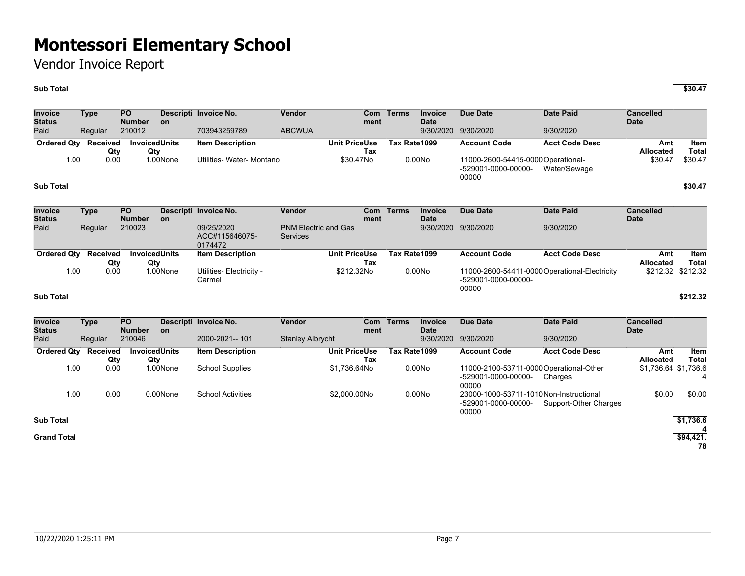# Montessori Elementary School

Vendor Invoice Report

**Sub Total** **$30.47**

| Invoice Status | Type | PO Number | Description | Invoice No. | Vendor | Comment | Terms | Invoice Date | Due Date | Date Paid | Cancelled Date |
|---|---|---|---|---|---|---|---|---|---|---|---|
| Paid | Regular | 210012 | | 703943259789 | ABCWUA | | | 9/30/2020 | 9/30/2020 | 9/30/2020 | |

| Ordered Qty | Received Qty | Invoiced Qty | Units | Item Description | Unit Price | Use Tax | Tax Rate | 1099 | Account Code | Acct Code Desc | Amt Allocated | Item Total |
|---|---|---|---|---|---|---|---|---|---|---|---|---|
| 1.00 | 0.00 | 1.00 | None | Utilities- Water- Montano | $30.47 | No | 0.00 | No | 11000-2600-54415-0000-529001-0000-00000-00000 | Operational-Water/Sewage | $30.47 | $30.47 |

**Sub Total** **$30.47**

| Invoice Status | Type | PO Number | Description | Invoice No. | Vendor | Comment | Terms | Invoice Date | Due Date | Date Paid | Cancelled Date |
|---|---|---|---|---|---|---|---|---|---|---|---|
| Paid | Regular | 210023 | | 09/25/2020 ACC#115646075-0174472 | PNM Electric and Gas Services | | | 9/30/2020 | 9/30/2020 | 9/30/2020 | |

| Ordered Qty | Received Qty | Invoiced Qty | Units | Item Description | Unit Price | Use Tax | Tax Rate | 1099 | Account Code | Acct Code Desc | Amt Allocated | Item Total |
|---|---|---|---|---|---|---|---|---|---|---|---|---|
| 1.00 | 0.00 | 1.00 | None | Utilities- Electricity - Carmel | $212.32 | No | 0.00 | No | 11000-2600-54411-0000-529001-0000-00000-00000 | Operational-Electricity | $212.32 | $212.32 |

**Sub Total** **$212.32**

| Invoice Status | Type | PO Number | Description | Invoice No. | Vendor | Comment | Terms | Invoice Date | Due Date | Date Paid | Cancelled Date |
|---|---|---|---|---|---|---|---|---|---|---|---|
| Paid | Regular | 210046 | | 2000-2021-- 101 | Stanley Albrycht | | | 9/30/2020 | 9/30/2020 | 9/30/2020 | |

| Ordered Qty | Received Qty | Invoiced Qty | Units | Item Description | Unit Price | Use Tax | Tax Rate | 1099 | Account Code | Acct Code Desc | Amt Allocated | Item Total |
|---|---|---|---|---|---|---|---|---|---|---|---|---|
| 1.00 | 0.00 | 1.00 | None | School Supplies | $1,736.64 | No | 0.00 | No | 11000-2100-53711-0000-529001-0000-00000-00000 | Operational-Other Charges | $1,736.64 | $1,736.64 |
| 1.00 | 0.00 | 0.00 | None | School Activities | $2,000.00 | No | 0.00 | No | 23000-1000-53711-1010-529001-0000-00000-00000 | Non-Instructional Support-Other Charges | $0.00 | $0.00 |

**Sub Total** **$1,736.64**

**Grand Total** **$94,421.78**